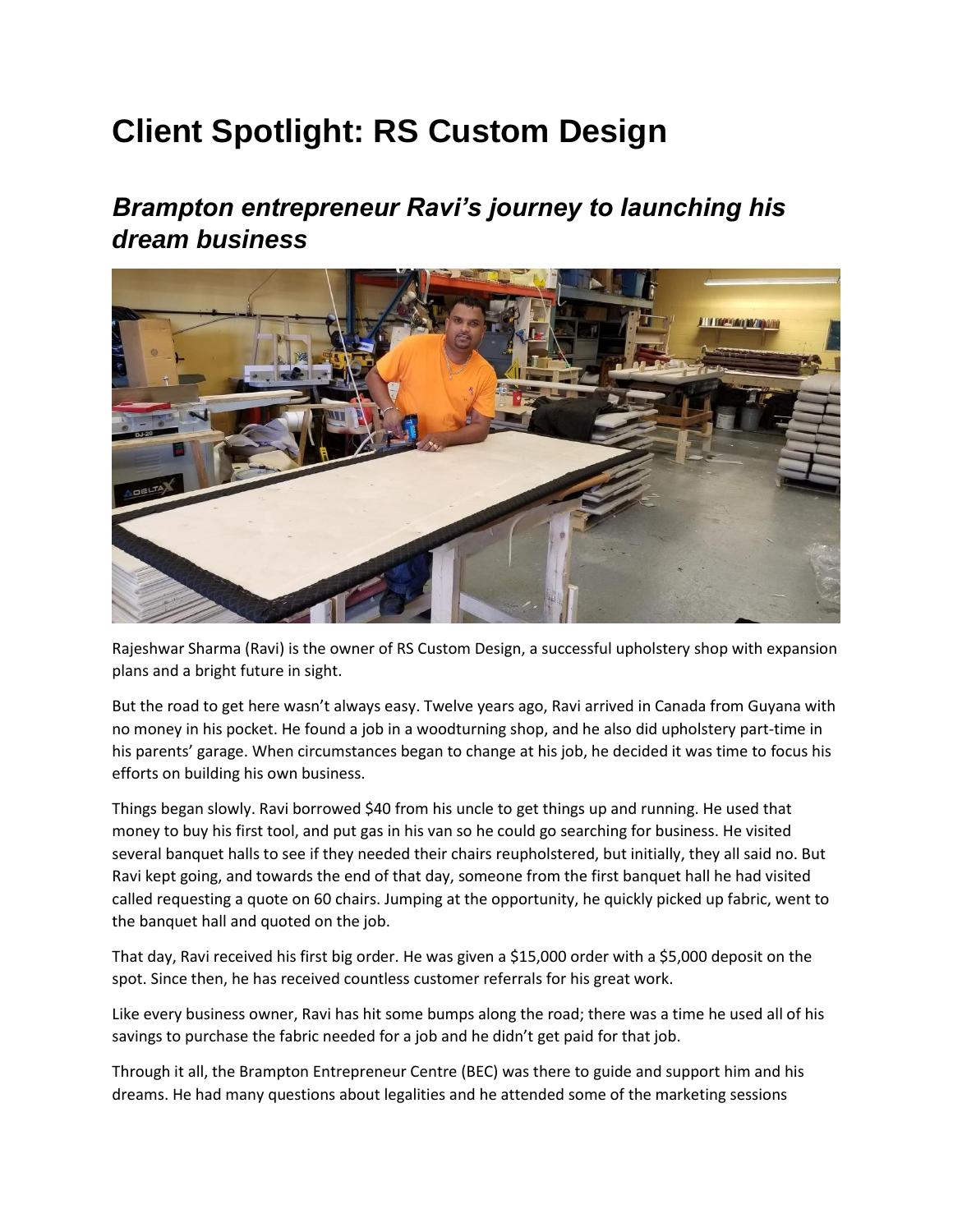# Client Spotlight: RS Custom Design

## *Brampton entrepreneur Ravi's journey to launching his dream business*

Rajeshwar Sharma (Ravi) is the owner of RS Custom Design, a successful upholstery shop with expansion plans and a bright future in sight.

But the road to get here wasn't always easy. Twelve years ago, Ravi arrived in Canada from Guyana with no money in his pocket. He found a job in a woodturning shop, and he also did upholstery part-time in his parents' garage. When circumstances began to change at his job, he decided it was time to focus his efforts on building his own business.

Things began slowly. Ravi borrowed $40 from his uncle to get things up and running. He used that money to buy his first tool, and put gas in his van so he could go searching for business. He visited several banquet halls to see if they needed their chairs reupholstered, but initially, they all said no. But Ravi kept going, and towards the end of that day, someone from the first banquet hall he had visited called requesting a quote on 60 chairs. Jumping at the opportunity, he quickly picked up fabric, went to the banquet hall and quoted on the job.

That day, Ravi received his first big order. He was given a $15,000 order with a $5,000 deposit on the spot. Since then, he has received countless customer referrals for his great work.

Like every business owner, Ravi has hit some bumps along the road; there was a time he used all of his savings to purchase the fabric needed for a job and he didn't get paid for that job.

Through it all, the Brampton Entrepreneur Centre (BEC) was there to guide and support him and his dreams. He had many questions about legalities and he attended some of the marketing sessions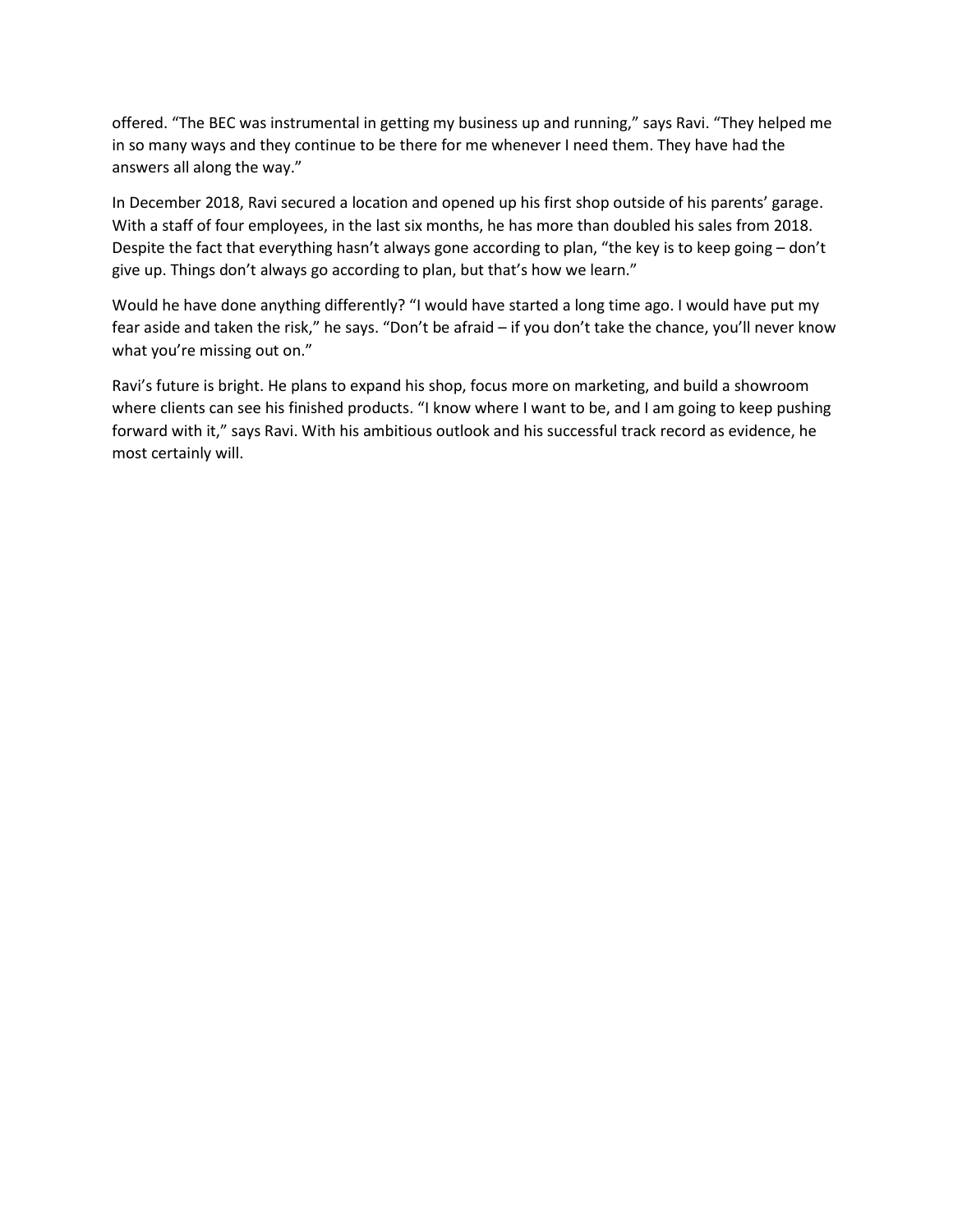offered. “The BEC was instrumental in getting my business up and running,” says Ravi. “They helped me in so many ways and they continue to be there for me whenever I need them. They have had the answers all along the way.”

In December 2018, Ravi secured a location and opened up his first shop outside of his parents’ garage. With a staff of four employees, in the last six months, he has more than doubled his sales from 2018. Despite the fact that everything hasn’t always gone according to plan, “the key is to keep going – don’t give up. Things don’t always go according to plan, but that’s how we learn.”

Would he have done anything differently? “I would have started a long time ago. I would have put my fear aside and taken the risk,” he says. “Don’t be afraid – if you don’t take the chance, you’ll never know what you’re missing out on.”

Ravi’s future is bright. He plans to expand his shop, focus more on marketing, and build a showroom where clients can see his finished products. “I know where I want to be, and I am going to keep pushing forward with it,” says Ravi. With his ambitious outlook and his successful track record as evidence, he most certainly will.